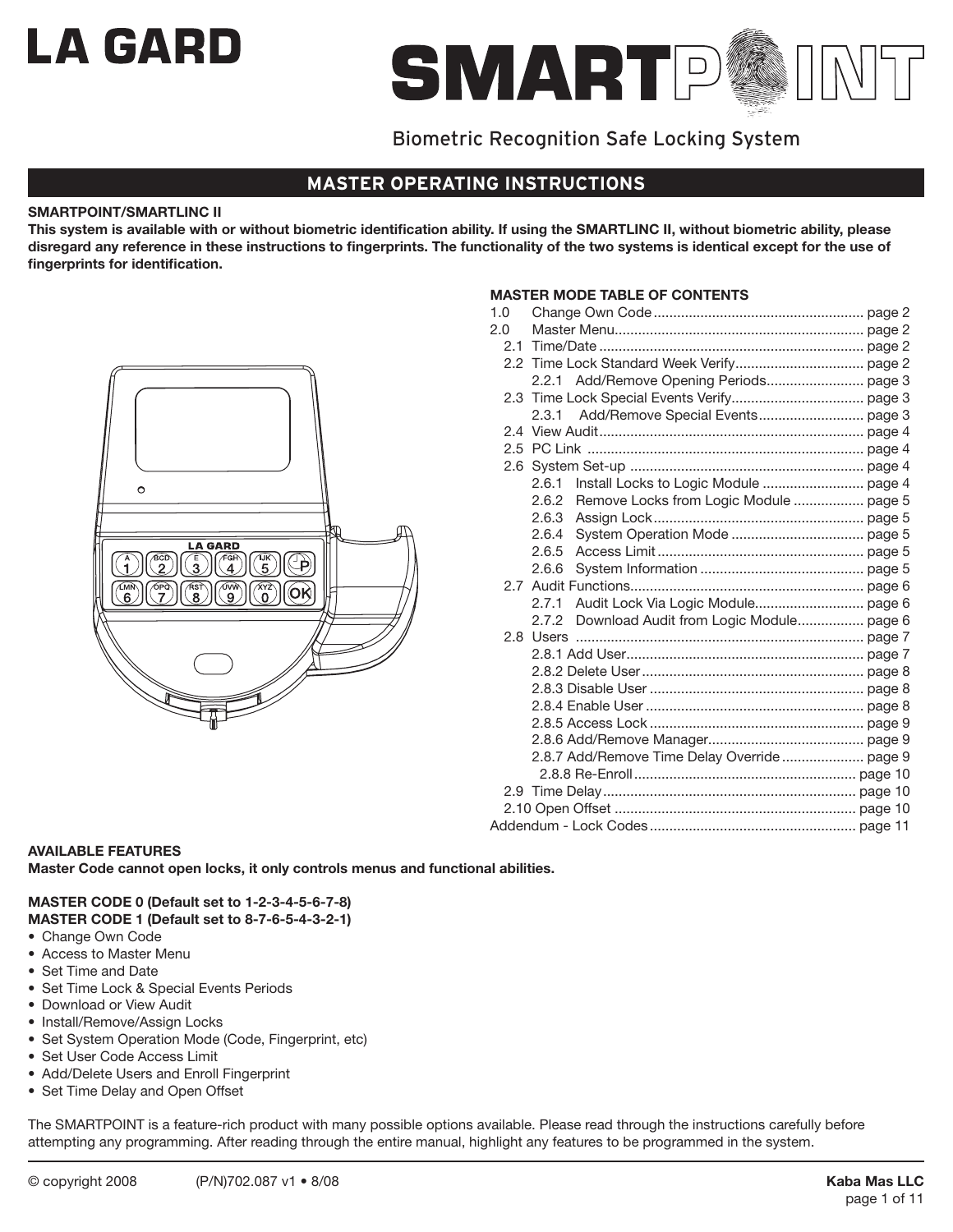# LA GARD

# SMARTPOINT

Biometric Recognition Safe Locking System

## MASTER OPERATING INSTRUCTIONS

**SMARTPOINT/SMARTLINC II**

**This system is available with or without biometric identification ability. If using the SMARTLINC II, without biometric ability, please disregard any reference in these instructions to fingerprints. The functionality of the two systems is identical except for the use of fingerprints for identification.**

**MASTER MODE TABLE OF CONTENTS**

- 1.0 Change Own Code ..... page 2
- 2.0 Master Menu..... page 2
  - 2.1 Time/Date ..... page 2
  - 2.2 Time Lock Standard Week Verify..... page 2
    - 2.2.1 Add/Remove Opening Periods..... page 3
  - 2.3 Time Lock Special Events Verify..... page 3
    - 2.3.1 Add/Remove Special Events..... page 3
  - 2.4 View Audit..... page 4
  - 2.5 PC Link ..... page 4
  - 2.6 System Set-up ..... page 4
    - 2.6.1 Install Locks to Logic Module ..... page 4
    - 2.6.2 Remove Locks from Logic Module ..... page 5
    - 2.6.3 Assign Lock..... page 5
    - 2.6.4 System Operation Mode ..... page 5
    - 2.6.5 Access Limit ..... page 5
    - 2.6.6 System Information ..... page 5
  - 2.7 Audit Functions..... page 6
    - 2.7.1 Audit Lock Via Logic Module..... page 6
    - 2.7.2 Download Audit from Logic Module..... page 6
  - 2.8 Users ..... page 7
    - 2.8.1 Add User..... page 7
    - 2.8.2 Delete User..... page 8
    - 2.8.3 Disable User ..... page 8
    - 2.8.4 Enable User ..... page 8
    - 2.8.5 Access Lock ..... page 9
    - 2.8.6 Add/Remove Manager..... page 9
    - 2.8.7 Add/Remove Time Delay Override..... page 9
    - 2.8.8 Re-Enroll..... page 10
  - 2.9 Time Delay..... page 10
  - 2.10 Open Offset ..... page 10
- Addendum - Lock Codes..... page 11

**AVAILABLE FEATURES**

**Master Code cannot open locks, it only controls menus and functional abilities.**

**MASTER CODE 0 (Default set to 1-2-3-4-5-6-7-8)**
**MASTER CODE 1 (Default set to 8-7-6-5-4-3-2-1)**

- Change Own Code
- Access to Master Menu
- Set Time and Date
- Set Time Lock & Special Events Periods
- Download or View Audit
- Install/Remove/Assign Locks
- Set System Operation Mode (Code, Fingerprint, etc)
- Set User Code Access Limit
- Add/Delete Users and Enroll Fingerprint
- Set Time Delay and Open Offset

The SMARTPOINT is a feature-rich product with many possible options available. Please read through the instructions carefully before attempting any programming. After reading through the entire manual, highlight any features to be programmed in the system.

© copyright 2008 (P/N)702.087 v1 • 8/08 **Kaba Mas LLC**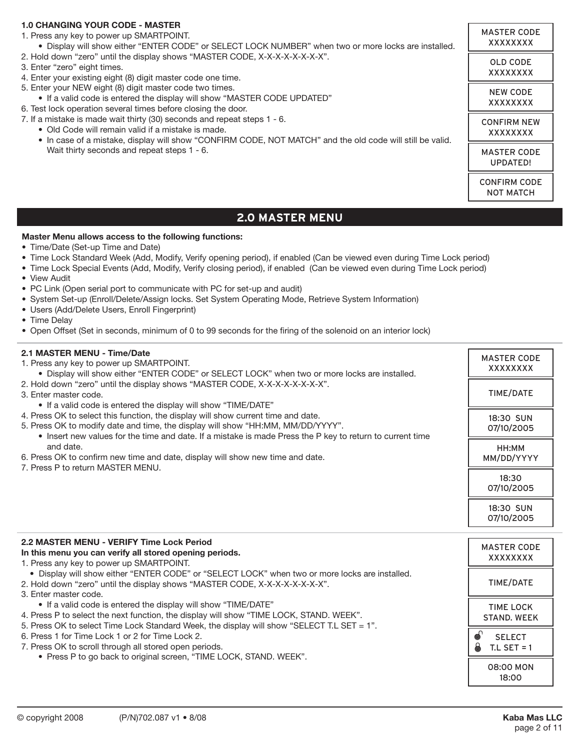### 1.0 CHANGING YOUR CODE - MASTER

1. Press any key to power up SMARTPOINT.
   - Display will show either "ENTER CODE" or SELECT LOCK NUMBER" when two or more locks are installed.
2. Hold down "zero" until the display shows "MASTER CODE, X-X-X-X-X-X-X-X".
3. Enter "zero" eight times.
4. Enter your existing eight (8) digit master code one time.
5. Enter your NEW eight (8) digit master code two times.
   - If a valid code is entered the display will show "MASTER CODE UPDATED"
6. Test lock operation several times before closing the door.
7. If a mistake is made wait thirty (30) seconds and repeat steps 1 - 6.
   - Old Code will remain valid if a mistake is made.
   - In case of a mistake, display will show "CONFIRM CODE, NOT MATCH" and the old code will still be valid. Wait thirty seconds and repeat steps 1 - 6.

| Display |
|---|
| MASTER CODE XXXXXXXX |
| OLD CODE XXXXXXXX |
| NEW CODE XXXXXXXX |
| CONFIRM NEW XXXXXXXX |
| MASTER CODE UPDATED! |
| CONFIRM CODE NOT MATCH |

## 2.0 MASTER MENU

**Master Menu allows access to the following functions:**

- Time/Date (Set-up Time and Date)
- Time Lock Standard Week (Add, Modify, Verify opening period), if enabled (Can be viewed even during Time Lock period)
- Time Lock Special Events (Add, Modify, Verify closing period), if enabled (Can be viewed even during Time Lock period)
- View Audit
- PC Link (Open serial port to communicate with PC for set-up and audit)
- System Set-up (Enroll/Delete/Assign locks. Set System Operating Mode, Retrieve System Information)
- Users (Add/Delete Users, Enroll Fingerprint)
- Time Delay
- Open Offset (Set in seconds, minimum of 0 to 99 seconds for the firing of the solenoid on an interior lock)

### 2.1 MASTER MENU - Time/Date

1. Press any key to power up SMARTPOINT.
   - Display will show either "ENTER CODE" or SELECT LOCK" when two or more locks are installed.
2. Hold down "zero" until the display shows "MASTER CODE, X-X-X-X-X-X-X-X".
3. Enter master code.
   - If a valid code is entered the display will show "TIME/DATE"
4. Press OK to select this function, the display will show current time and date.
5. Press OK to modify date and time, the display will show "HH:MM, MM/DD/YYYY".
   - Insert new values for the time and date. If a mistake is made Press the P key to return to current time and date.
6. Press OK to confirm new time and date, display will show new time and date.
7. Press P to return MASTER MENU.

| Display |
|---|
| MASTER CODE XXXXXXXX |
| TIME/DATE |
| 18:30 SUN 07/10/2005 |
| HH:MM MM/DD/YYYY |
| 18:30 07/10/2005 |
| 18:30 SUN 07/10/2005 |

### 2.2 MASTER MENU - VERIFY Time Lock Period

**In this menu you can verify all stored opening periods.**

1. Press any key to power up SMARTPOINT.
   - Display will show either "ENTER CODE" or "SELECT LOCK" when two or more locks are installed.
2. Hold down "zero" until the display shows "MASTER CODE, X-X-X-X-X-X-X-X".
3. Enter master code.
   - If a valid code is entered the display will show "TIME/DATE"
4. Press P to select the next function, the display will show "TIME LOCK, STAND. WEEK".
5. Press OK to select Time Lock Standard Week, the display will show "SELECT T.L SET = 1".
6. Press 1 for Time Lock 1 or 2 for Time Lock 2.
7. Press OK to scroll through all stored open periods.
   - Press P to go back to original screen, "TIME LOCK, STAND. WEEK".

| Display |
|---|
| MASTER CODE XXXXXXXX |
| TIME/DATE |
| TIME LOCK STAND. WEEK |
| SELECT T.L SET = 1 |
| 08:00 MON 18:00 |

© copyright 2008 (P/N)702.087 v1 • 8/08 Kaba Mas LLC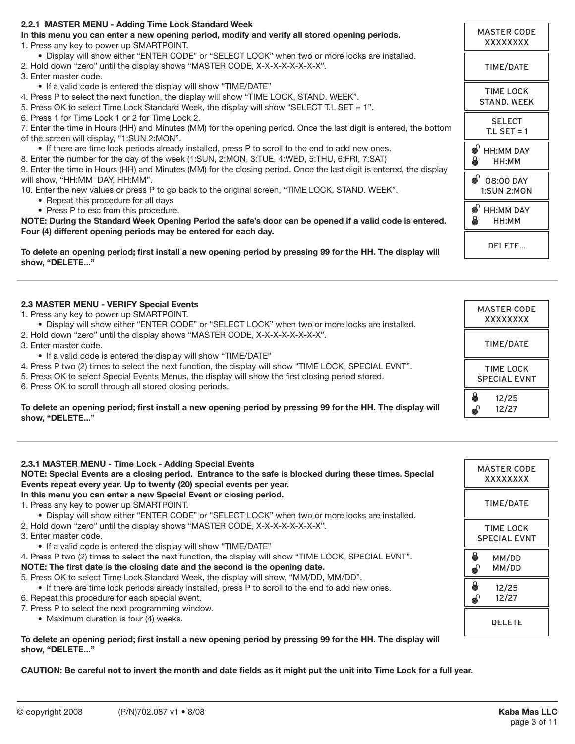### 2.2.1 MASTER MENU - Adding Time Lock Standard Week

**In this menu you can enter a new opening period, modify and verify all stored opening periods.**

1. Press any key to power up SMARTPOINT.
   - Display will show either "ENTER CODE" or "SELECT LOCK" when two or more locks are installed.
2. Hold down "zero" until the display shows "MASTER CODE, X-X-X-X-X-X-X-X".
3. Enter master code.
   - If a valid code is entered the display will show "TIME/DATE"
4. Press P to select the next function, the display will show "TIME LOCK, STAND. WEEK".
5. Press OK to select Time Lock Standard Week, the display will show "SELECT T.L SET = 1".
6. Press 1 for Time Lock 1 or 2 for Time Lock 2.
7. Enter the time in Hours (HH) and Minutes (MM) for the opening period. Once the last digit is entered, the bottom of the screen will display, "1:SUN 2:MON".
   - If there are time lock periods already installed, press P to scroll to the end to add new ones.
8. Enter the number for the day of the week (1:SUN, 2:MON, 3:TUE, 4:WED, 5:THU, 6:FRI, 7:SAT)
9. Enter the time in Hours (HH) and Minutes (MM) for the closing period. Once the last digit is entered, the display will show, "HH:MM DAY, HH:MM".
10. Enter the new values or press P to go back to the original screen, "TIME LOCK, STAND. WEEK".
    - Repeat this procedure for all days
    - Press P to esc from this procedure.

**NOTE: During the Standard Week Opening Period the safe's door can be opened if a valid code is entered. Four (4) different opening periods may be entered for each day.**

**To delete an opening period; first install a new opening period by pressing 99 for the HH. The display will show, "DELETE..."**

| Display |
|---|
| MASTER CODE XXXXXXXX |
| TIME/DATE |
| TIME LOCK STAND. WEEK |
| SELECT T.L SET = 1 |
| HH:MM DAY HH:MM |
| 08:00 DAY 1:SUN 2:MON |
| HH:MM DAY HH:MM |
| DELETE... |

### 2.3 MASTER MENU - VERIFY Special Events

1. Press any key to power up SMARTPOINT.
   - Display will show either "ENTER CODE" or "SELECT LOCK" when two or more locks are installed.
2. Hold down "zero" until the display shows "MASTER CODE, X-X-X-X-X-X-X-X".
3. Enter master code.
   - If a valid code is entered the display will show "TIME/DATE"
4. Press P two (2) times to select the next function, the display will show "TIME LOCK, SPECIAL EVNT".
5. Press OK to select Special Events Menus, the display will show the first closing period stored.
6. Press OK to scroll through all stored closing periods.

**To delete an opening period; first install a new opening period by pressing 99 for the HH. The display will show, "DELETE..."**

| Display |
|---|
| MASTER CODE XXXXXXXX |
| TIME/DATE |
| TIME LOCK SPECIAL EVNT |
| 12/25 12/27 |

### 2.3.1 MASTER MENU - Time Lock - Adding Special Events

**NOTE: Special Events are a closing period. Entrance to the safe is blocked during these times. Special Events repeat every year. Up to twenty (20) special events per year.**

**In this menu you can enter a new Special Event or closing period.**

1. Press any key to power up SMARTPOINT.
   - Display will show either "ENTER CODE" or "SELECT LOCK" when two or more locks are installed.
2. Hold down "zero" until the display shows "MASTER CODE, X-X-X-X-X-X-X-X".
3. Enter master code.
   - If a valid code is entered the display will show "TIME/DATE"
4. Press P two (2) times to select the next function, the display will show "TIME LOCK, SPECIAL EVNT".

**NOTE: The first date is the closing date and the second is the opening date.**

5. Press OK to select Time Lock Standard Week, the display will show, "MM/DD, MM/DD".
   - If there are time lock periods already installed, press P to scroll to the end to add new ones.
6. Repeat this procedure for each special event.
7. Press P to select the next programming window.
   - Maximum duration is four (4) weeks.

**To delete an opening period; first install a new opening period by pressing 99 for the HH. The display will show, "DELETE..."**

**CAUTION: Be careful not to invert the month and date fields as it might put the unit into Time Lock for a full year.**

| Display |
|---|
| MASTER CODE XXXXXXXX |
| TIME/DATE |
| TIME LOCK SPECIAL EVNT |
| MM/DD MM/DD |
| 12/25 12/27 |
| DELETE |

© copyright 2008 (P/N)702.087 v1 • 8/08 Kaba Mas LLC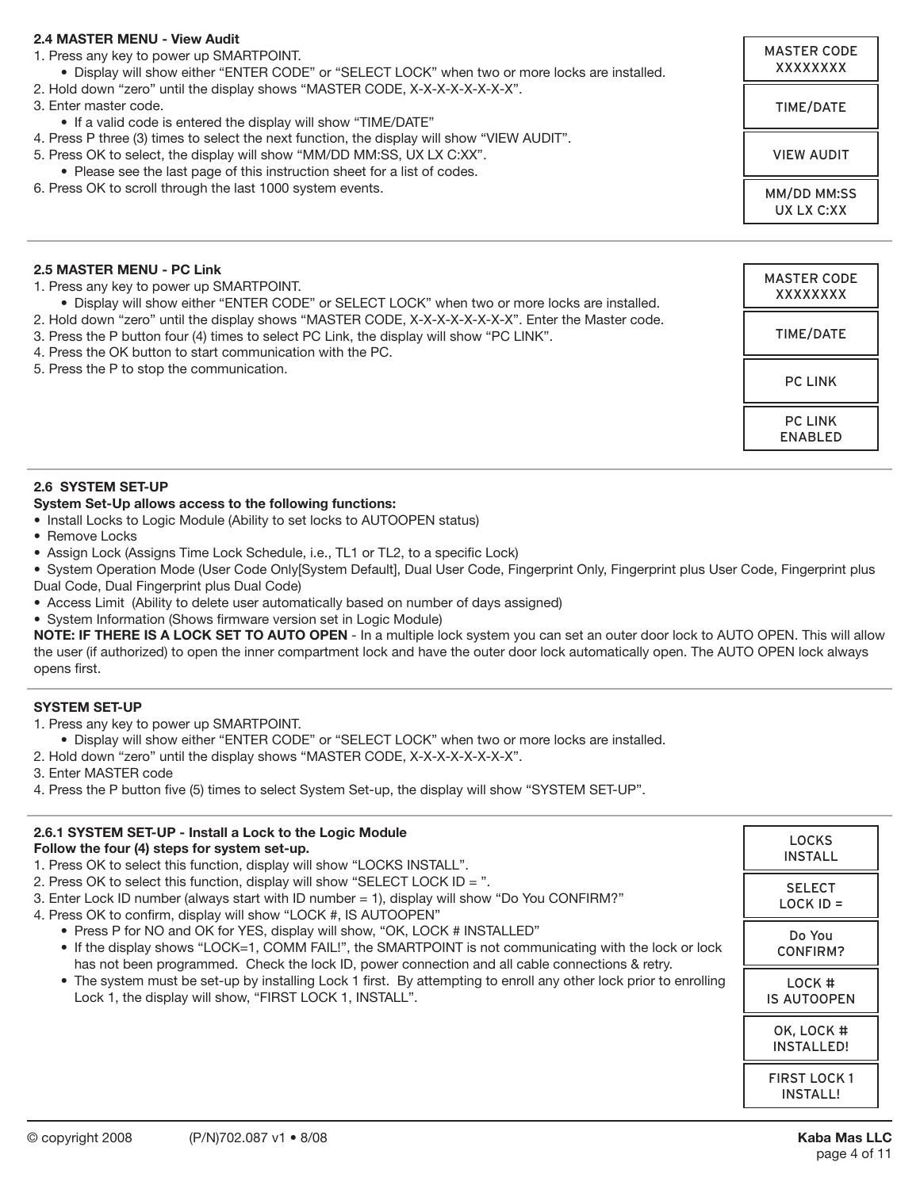### 2.4 MASTER MENU - View Audit

1. Press any key to power up SMARTPOINT.
   - Display will show either "ENTER CODE" or "SELECT LOCK" when two or more locks are installed.
2. Hold down "zero" until the display shows "MASTER CODE, X-X-X-X-X-X-X-X".
3. Enter master code.
   - If a valid code is entered the display will show "TIME/DATE"
4. Press P three (3) times to select the next function, the display will show "VIEW AUDIT".
5. Press OK to select, the display will show "MM/DD MM:SS, UX LX C:XX".
   - Please see the last page of this instruction sheet for a list of codes.
6. Press OK to scroll through the last 1000 system events.

MASTER CODE XXXXXXXX

TIME/DATE

VIEW AUDIT

MM/DD MM:SS UX LX C:XX

### 2.5 MASTER MENU - PC Link

1. Press any key to power up SMARTPOINT.
   - Display will show either "ENTER CODE" or SELECT LOCK" when two or more locks are installed.
2. Hold down "zero" until the display shows "MASTER CODE, X-X-X-X-X-X-X-X". Enter the Master code.
3. Press the P button four (4) times to select PC Link, the display will show "PC LINK".
4. Press the OK button to start communication with the PC.
5. Press the P to stop the communication.

MASTER CODE XXXXXXXX

TIME/DATE

PC LINK

PC LINK ENABLED

### 2.6 SYSTEM SET-UP

**System Set-Up allows access to the following functions:**

- Install Locks to Logic Module (Ability to set locks to AUTOOPEN status)
- Remove Locks
- Assign Lock (Assigns Time Lock Schedule, i.e., TL1 or TL2, to a specific Lock)
- System Operation Mode (User Code Only[System Default], Dual User Code, Fingerprint Only, Fingerprint plus User Code, Fingerprint plus Dual Code, Dual Fingerprint plus Dual Code)
- Access Limit (Ability to delete user automatically based on number of days assigned)
- System Information (Shows firmware version set in Logic Module)

**NOTE: IF THERE IS A LOCK SET TO AUTO OPEN** - In a multiple lock system you can set an outer door lock to AUTO OPEN. This will allow the user (if authorized) to open the inner compartment lock and have the outer door lock automatically open. The AUTO OPEN lock always opens first.

### SYSTEM SET-UP

1. Press any key to power up SMARTPOINT.
   - Display will show either "ENTER CODE" or "SELECT LOCK" when two or more locks are installed.
2. Hold down "zero" until the display shows "MASTER CODE, X-X-X-X-X-X-X-X".
3. Enter MASTER code
4. Press the P button five (5) times to select System Set-up, the display will show "SYSTEM SET-UP".

### 2.6.1 SYSTEM SET-UP - Install a Lock to the Logic Module

**Follow the four (4) steps for system set-up.**

1. Press OK to select this function, display will show "LOCKS INSTALL".
2. Press OK to select this function, display will show "SELECT LOCK ID = ".
3. Enter Lock ID number (always start with ID number = 1), display will show "Do You CONFIRM?"
4. Press OK to confirm, display will show "LOCK #, IS AUTOOPEN"
   - Press P for NO and OK for YES, display will show, "OK, LOCK # INSTALLED"
   - If the display shows "LOCK=1, COMM FAIL!", the SMARTPOINT is not communicating with the lock or lock has not been programmed. Check the lock ID, power connection and all cable connections & retry.
   - The system must be set-up by installing Lock 1 first. By attempting to enroll any other lock prior to enrolling Lock 1, the display will show, "FIRST LOCK 1, INSTALL".

LOCKS INSTALL

SELECT LOCK ID =

Do You CONFIRM?

LOCK # IS AUTOOPEN

OK, LOCK # INSTALLED!

FIRST LOCK 1 INSTALL!

© copyright 2008 (P/N)702.087 v1 • 8/08 Kaba Mas LLC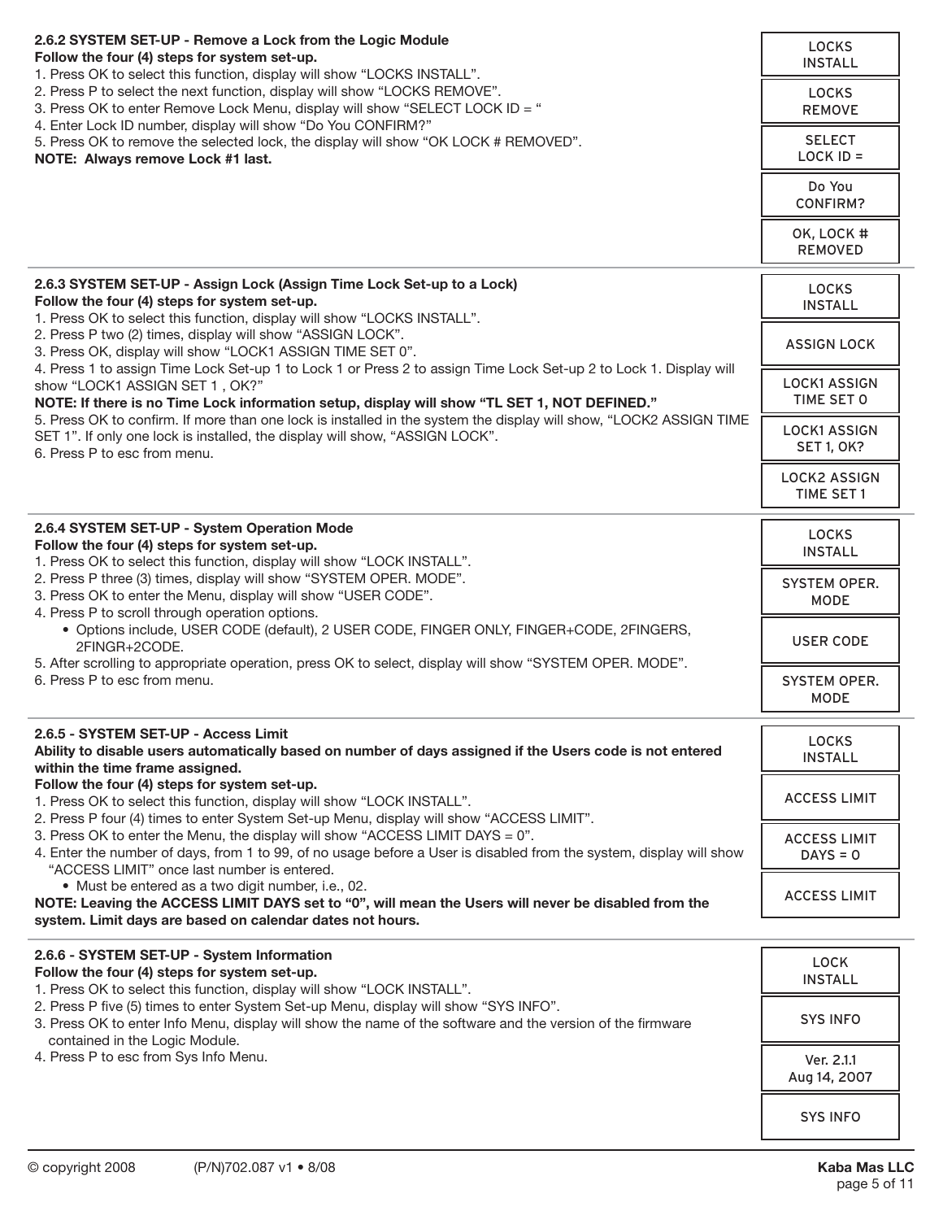### 2.6.2 SYSTEM SET-UP - Remove a Lock from the Logic Module

**Follow the four (4) steps for system set-up.**

1. Press OK to select this function, display will show "LOCKS INSTALL".
2. Press P to select the next function, display will show "LOCKS REMOVE".
3. Press OK to enter Remove Lock Menu, display will show "SELECT LOCK ID = "
4. Enter Lock ID number, display will show "Do You CONFIRM?"
5. Press OK to remove the selected lock, the display will show "OK LOCK # REMOVED".

**NOTE: Always remove Lock #1 last.**

| Display |
| --- |
| LOCKS INSTALL |
| LOCKS REMOVE |
| SELECT LOCK ID = |
| Do You CONFIRM? |
| OK, LOCK # REMOVED |

### 2.6.3 SYSTEM SET-UP - Assign Lock (Assign Time Lock Set-up to a Lock)

**Follow the four (4) steps for system set-up.**

1. Press OK to select this function, display will show "LOCKS INSTALL".
2. Press P two (2) times, display will show "ASSIGN LOCK".
3. Press OK, display will show "LOCK1 ASSIGN TIME SET 0".
4. Press 1 to assign Time Lock Set-up 1 to Lock 1 or Press 2 to assign Time Lock Set-up 2 to Lock 1. Display will show "LOCK1 ASSIGN SET 1 , OK?"

**NOTE: If there is no Time Lock information setup, display will show "TL SET 1, NOT DEFINED."**

5. Press OK to confirm. If more than one lock is installed in the system the display will show, "LOCK2 ASSIGN TIME SET 1". If only one lock is installed, the display will show, "ASSIGN LOCK".
6. Press P to esc from menu.

| Display |
| --- |
| LOCKS INSTALL |
| ASSIGN LOCK |
| LOCK1 ASSIGN TIME SET 0 |
| LOCK1 ASSIGN SET 1, OK? |
| LOCK2 ASSIGN TIME SET 1 |

### 2.6.4 SYSTEM SET-UP - System Operation Mode

**Follow the four (4) steps for system set-up.**

1. Press OK to select this function, display will show "LOCK INSTALL".
2. Press P three (3) times, display will show "SYSTEM OPER. MODE".
3. Press OK to enter the Menu, display will show "USER CODE".
4. Press P to scroll through operation options.
   - Options include, USER CODE (default), 2 USER CODE, FINGER ONLY, FINGER+CODE, 2FINGERS, 2FINGR+2CODE.
5. After scrolling to appropriate operation, press OK to select, display will show "SYSTEM OPER. MODE".
6. Press P to esc from menu.

| Display |
| --- |
| LOCKS INSTALL |
| SYSTEM OPER. MODE |
| USER CODE |
| SYSTEM OPER. MODE |

### 2.6.5 - SYSTEM SET-UP - Access Limit

**Ability to disable users automatically based on number of days assigned if the Users code is not entered within the time frame assigned.**

**Follow the four (4) steps for system set-up.**

1. Press OK to select this function, display will show "LOCK INSTALL".
2. Press P four (4) times to enter System Set-up Menu, display will show "ACCESS LIMIT".
3. Press OK to enter the Menu, the display will show "ACCESS LIMIT DAYS = 0".
4. Enter the number of days, from 1 to 99, of no usage before a User is disabled from the system, display will show "ACCESS LIMIT" once last number is entered.
   - Must be entered as a two digit number, i.e., 02.

**NOTE: Leaving the ACCESS LIMIT DAYS set to "0", will mean the Users will never be disabled from the system. Limit days are based on calendar dates not hours.**

| Display |
| --- |
| LOCKS INSTALL |
| ACCESS LIMIT |
| ACCESS LIMIT DAYS = 0 |
| ACCESS LIMIT |

### 2.6.6 - SYSTEM SET-UP - System Information

**Follow the four (4) steps for system set-up.**

1. Press OK to select this function, display will show "LOCK INSTALL".
2. Press P five (5) times to enter System Set-up Menu, display will show "SYS INFO".
3. Press OK to enter Info Menu, display will show the name of the software and the version of the firmware contained in the Logic Module.
4. Press P to esc from Sys Info Menu.

| Display |
| --- |
| LOCK INSTALL |
| SYS INFO |
| Ver. 2.1.1 Aug 14, 2007 |
| SYS INFO |

© copyright 2008 (P/N)702.087 v1 • 8/08 Kaba Mas LLC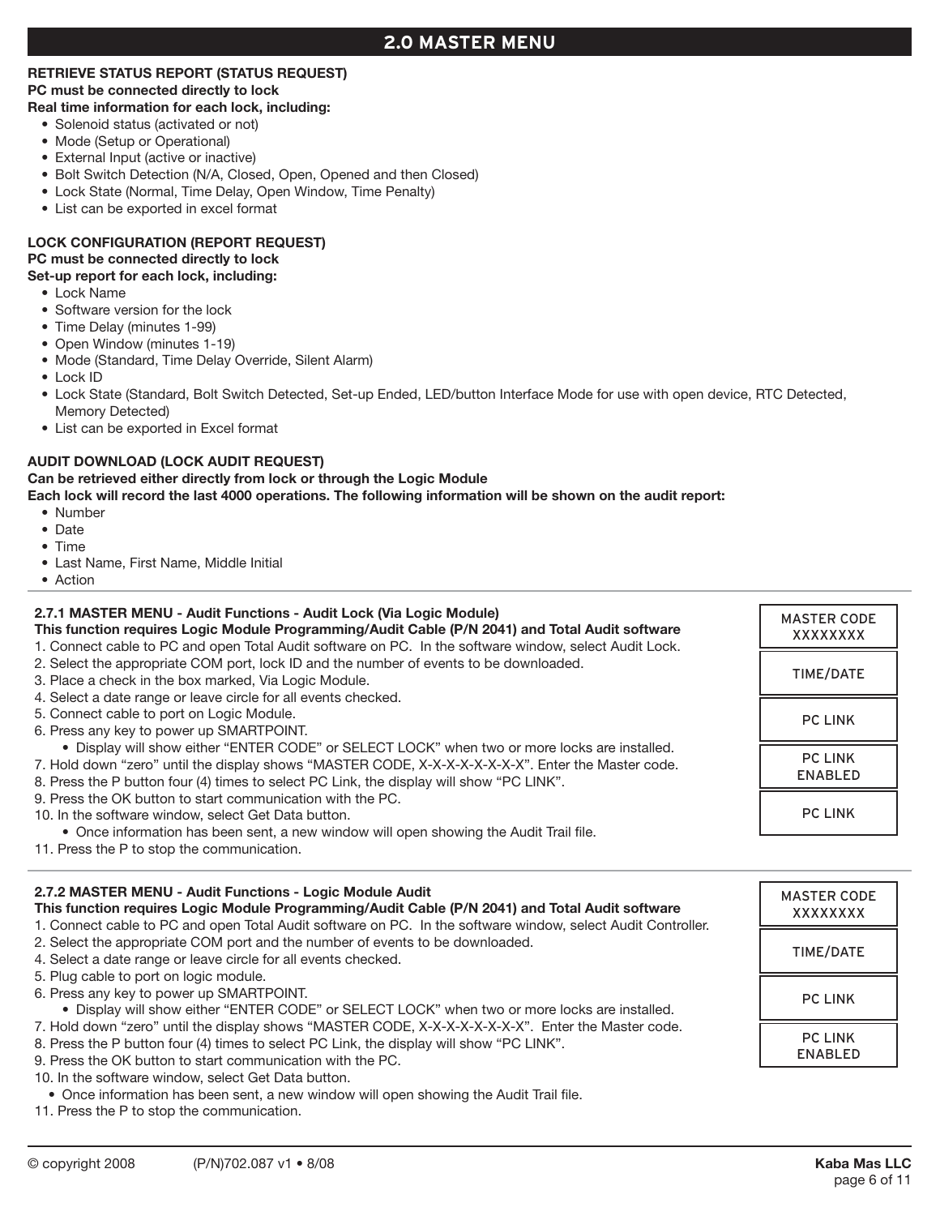# 2.0 MASTER MENU

**RETRIEVE STATUS REPORT (STATUS REQUEST)**
**PC must be connected directly to lock**
**Real time information for each lock, including:**

- Solenoid status (activated or not)
- Mode (Setup or Operational)
- External Input (active or inactive)
- Bolt Switch Detection (N/A, Closed, Open, Opened and then Closed)
- Lock State (Normal, Time Delay, Open Window, Time Penalty)
- List can be exported in excel format

**LOCK CONFIGURATION (REPORT REQUEST)**
**PC must be connected directly to lock**
**Set-up report for each lock, including:**

- Lock Name
- Software version for the lock
- Time Delay (minutes 1-99)
- Open Window (minutes 1-19)
- Mode (Standard, Time Delay Override, Silent Alarm)
- Lock ID
- Lock State (Standard, Bolt Switch Detected, Set-up Ended, LED/button Interface Mode for use with open device, RTC Detected, Memory Detected)
- List can be exported in Excel format

**AUDIT DOWNLOAD (LOCK AUDIT REQUEST)**
**Can be retrieved either directly from lock or through the Logic Module**
**Each lock will record the last 4000 operations. The following information will be shown on the audit report:**

- Number
- Date
- Time
- Last Name, First Name, Middle Initial
- Action

---

**2.7.1 MASTER MENU - Audit Functions - Audit Lock (Via Logic Module)**
**This function requires Logic Module Programming/Audit Cable (P/N 2041) and Total Audit software**

1. Connect cable to PC and open Total Audit software on PC. In the software window, select Audit Lock.
2. Select the appropriate COM port, lock ID and the number of events to be downloaded.
3. Place a check in the box marked, Via Logic Module.
4. Select a date range or leave circle for all events checked.
5. Connect cable to port on Logic Module.
6. Press any key to power up SMARTPOINT.
   - Display will show either "ENTER CODE" or SELECT LOCK" when two or more locks are installed.
7. Hold down "zero" until the display shows "MASTER CODE, X-X-X-X-X-X-X-X". Enter the Master code.
8. Press the P button four (4) times to select PC Link, the display will show "PC LINK".
9. Press the OK button to start communication with the PC.
10. In the software window, select Get Data button.
    - Once information has been sent, a new window will open showing the Audit Trail file.
11. Press the P to stop the communication.

| Display |
|---|
| MASTER CODE XXXXXXXX |
| TIME/DATE |
| PC LINK |
| PC LINK ENABLED |
| PC LINK |

---

**2.7.2 MASTER MENU - Audit Functions - Logic Module Audit**
**This function requires Logic Module Programming/Audit Cable (P/N 2041) and Total Audit software**

1. Connect cable to PC and open Total Audit software on PC. In the software window, select Audit Controller.
2. Select the appropriate COM port and the number of events to be downloaded.
4. Select a date range or leave circle for all events checked.
5. Plug cable to port on logic module.
6. Press any key to power up SMARTPOINT.
   - Display will show either "ENTER CODE" or SELECT LOCK" when two or more locks are installed.
7. Hold down "zero" until the display shows "MASTER CODE, X-X-X-X-X-X-X-X". Enter the Master code.
8. Press the P button four (4) times to select PC Link, the display will show "PC LINK".
9. Press the OK button to start communication with the PC.
10. In the software window, select Get Data button.
    - Once information has been sent, a new window will open showing the Audit Trail file.
11. Press the P to stop the communication.

| Display |
|---|
| MASTER CODE XXXXXXXX |
| TIME/DATE |
| PC LINK |
| PC LINK ENABLED |

© copyright 2008 (P/N)702.087 v1 • 8/08 Kaba Mas LLC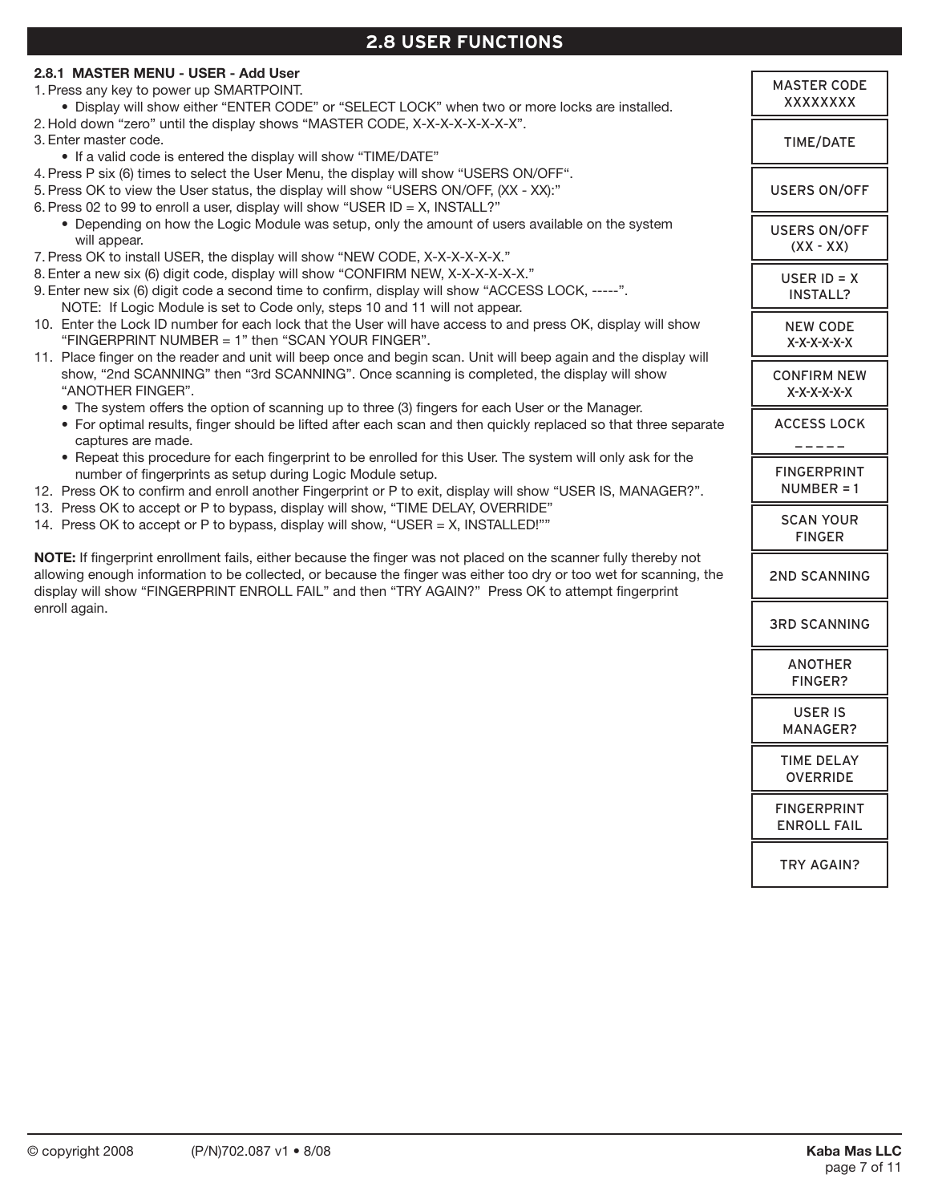## 2.8 USER FUNCTIONS

**2.8.1 MASTER MENU - USER - Add User**

1. Press any key to power up SMARTPOINT.
   - Display will show either "ENTER CODE" or "SELECT LOCK" when two or more locks are installed.
2. Hold down "zero" until the display shows "MASTER CODE, X-X-X-X-X-X-X-X".
3. Enter master code.
   - If a valid code is entered the display will show "TIME/DATE"
4. Press P six (6) times to select the User Menu, the display will show "USERS ON/OFF".
5. Press OK to view the User status, the display will show "USERS ON/OFF, (XX - XX):"
6. Press 02 to 99 to enroll a user, display will show "USER ID = X, INSTALL?"
   - Depending on how the Logic Module was setup, only the amount of users available on the system will appear.
7. Press OK to install USER, the display will show "NEW CODE, X-X-X-X-X-X."
8. Enter a new six (6) digit code, display will show "CONFIRM NEW, X-X-X-X-X-X."
9. Enter new six (6) digit code a second time to confirm, display will show "ACCESS LOCK, -----".
   NOTE: If Logic Module is set to Code only, steps 10 and 11 will not appear.
10. Enter the Lock ID number for each lock that the User will have access to and press OK, display will show "FINGERPRINT NUMBER = 1" then "SCAN YOUR FINGER".
11. Place finger on the reader and unit will beep once and begin scan. Unit will beep again and the display will show, "2nd SCANNING" then "3rd SCANNING". Once scanning is completed, the display will show "ANOTHER FINGER".
    - The system offers the option of scanning up to three (3) fingers for each User or the Manager.
    - For optimal results, finger should be lifted after each scan and then quickly replaced so that three separate captures are made.
    - Repeat this procedure for each fingerprint to be enrolled for this User. The system will only ask for the number of fingerprints as setup during Logic Module setup.
12. Press OK to confirm and enroll another Fingerprint or P to exit, display will show "USER IS, MANAGER?".
13. Press OK to accept or P to bypass, display will show, "TIME DELAY, OVERRIDE"
14. Press OK to accept or P to bypass, display will show, "USER = X, INSTALLED!""

**NOTE:** If fingerprint enrollment fails, either because the finger was not placed on the scanner fully thereby not allowing enough information to be collected, or because the finger was either too dry or too wet for scanning, the display will show "FINGERPRINT ENROLL FAIL" and then "TRY AGAIN?" Press OK to attempt fingerprint enroll again.

| Display |
|---|
| MASTER CODE XXXXXXXX |
| TIME/DATE |
| USERS ON/OFF |
| USERS ON/OFF (XX - XX) |
| USER ID = X INSTALL? |
| NEW CODE X-X-X-X-X-X |
| CONFIRM NEW X-X-X-X-X-X |
| ACCESS LOCK _ _ _ _ _ |
| FINGERPRINT NUMBER = 1 |
| SCAN YOUR FINGER |
| 2ND SCANNING |
| 3RD SCANNING |
| ANOTHER FINGER? |
| USER IS MANAGER? |
| TIME DELAY OVERRIDE |
| FINGERPRINT ENROLL FAIL |
| TRY AGAIN? |

© copyright 2008 (P/N)702.087 v1 • 8/08 Kaba Mas LLC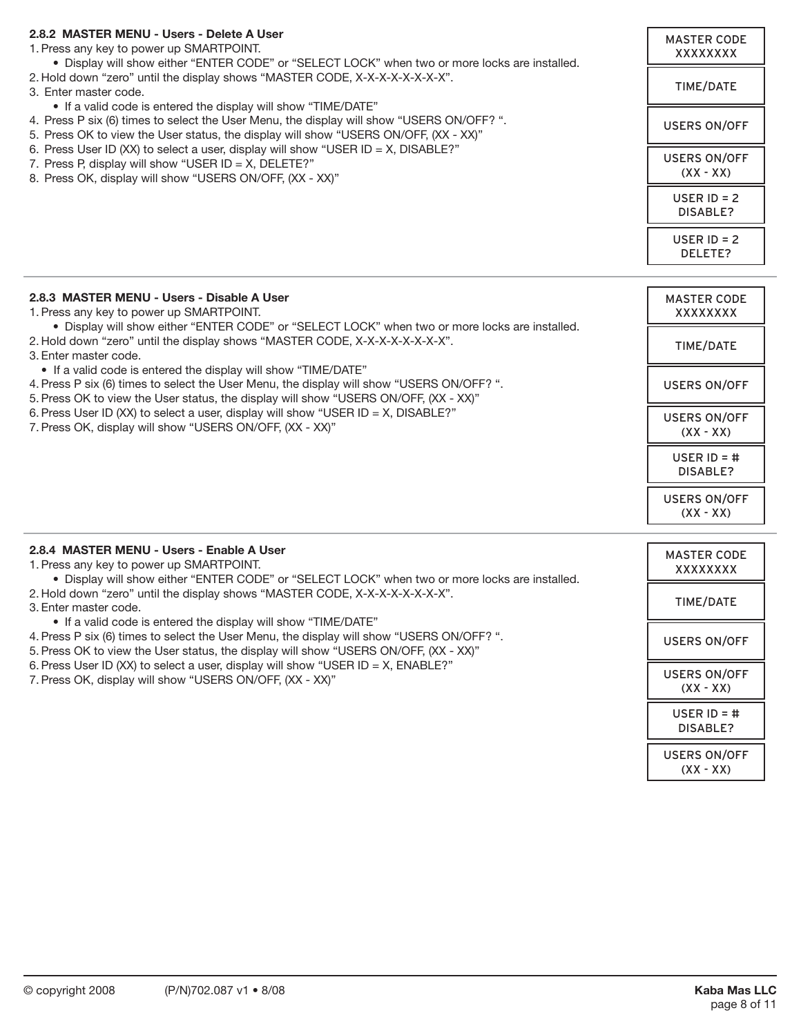### 2.8.2 MASTER MENU - Users - Delete A User

1. Press any key to power up SMARTPOINT.
   - Display will show either “ENTER CODE” or “SELECT LOCK” when two or more locks are installed.
2. Hold down “zero” until the display shows “MASTER CODE, X-X-X-X-X-X-X-X”.
3. Enter master code.
   - If a valid code is entered the display will show “TIME/DATE”
4. Press P six (6) times to select the User Menu, the display will show “USERS ON/OFF? “.
5. Press OK to view the User status, the display will show “USERS ON/OFF, (XX - XX)”
6. Press User ID (XX) to select a user, display will show “USER ID = X, DISABLE?”
7. Press P, display will show “USER ID = X, DELETE?”
8. Press OK, display will show “USERS ON/OFF, (XX - XX)”

| |
|---|
| MASTER CODE XXXXXXXX |
| TIME/DATE |
| USERS ON/OFF |
| USERS ON/OFF (XX - XX) |
| USER ID = 2 DISABLE? |
| USER ID = 2 DELETE? |

### 2.8.3 MASTER MENU - Users - Disable A User

1. Press any key to power up SMARTPOINT.
   - Display will show either “ENTER CODE” or “SELECT LOCK” when two or more locks are installed.
2. Hold down “zero” until the display shows “MASTER CODE, X-X-X-X-X-X-X-X”.
3. Enter master code.
   - If a valid code is entered the display will show “TIME/DATE”
4. Press P six (6) times to select the User Menu, the display will show “USERS ON/OFF? “.
5. Press OK to view the User status, the display will show “USERS ON/OFF, (XX - XX)”
6. Press User ID (XX) to select a user, display will show “USER ID = X, DISABLE?”
7. Press OK, display will show “USERS ON/OFF, (XX - XX)”

| |
|---|
| MASTER CODE XXXXXXXX |
| TIME/DATE |
| USERS ON/OFF |
| USERS ON/OFF (XX - XX) |
| USER ID = # DISABLE? |
| USERS ON/OFF (XX - XX) |

### 2.8.4 MASTER MENU - Users - Enable A User

1. Press any key to power up SMARTPOINT.
   - Display will show either “ENTER CODE” or “SELECT LOCK” when two or more locks are installed.
2. Hold down “zero” until the display shows “MASTER CODE, X-X-X-X-X-X-X-X”.
3. Enter master code.
   - If a valid code is entered the display will show “TIME/DATE”
4. Press P six (6) times to select the User Menu, the display will show “USERS ON/OFF? “.
5. Press OK to view the User status, the display will show “USERS ON/OFF, (XX - XX)”
6. Press User ID (XX) to select a user, display will show “USER ID = X, ENABLE?”
7. Press OK, display will show “USERS ON/OFF, (XX - XX)”

| |
|---|
| MASTER CODE XXXXXXXX |
| TIME/DATE |
| USERS ON/OFF |
| USERS ON/OFF (XX - XX) |
| USER ID = # DISABLE? |
| USERS ON/OFF (XX - XX) |

© copyright 2008 (P/N)702.087 v1 • 8/08 Kaba Mas LLC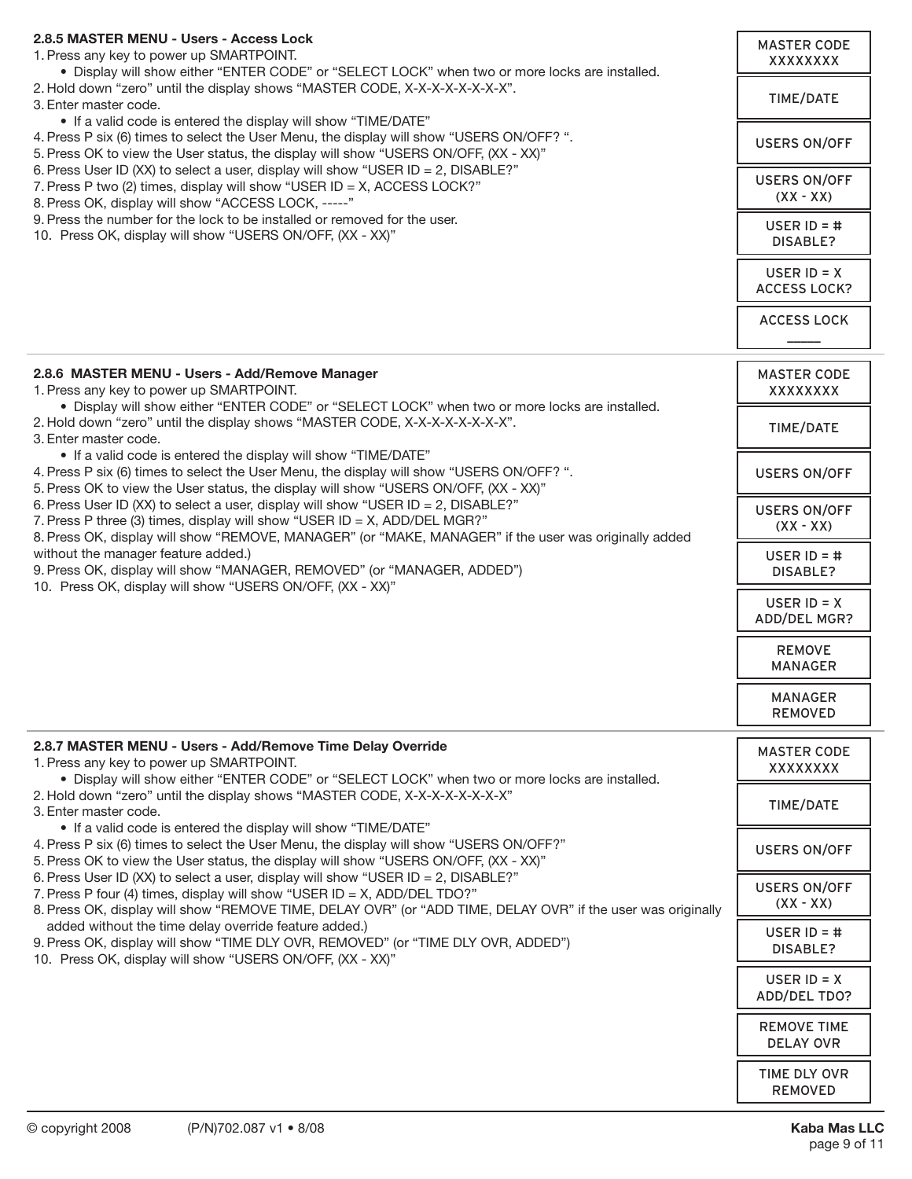### 2.8.5 MASTER MENU - Users - Access Lock

1. Press any key to power up SMARTPOINT.
   - Display will show either "ENTER CODE" or "SELECT LOCK" when two or more locks are installed.
2. Hold down "zero" until the display shows "MASTER CODE, X-X-X-X-X-X-X-X".
3. Enter master code.
   - If a valid code is entered the display will show "TIME/DATE"
4. Press P six (6) times to select the User Menu, the display will show "USERS ON/OFF? ".
5. Press OK to view the User status, the display will show "USERS ON/OFF, (XX - XX)"
6. Press User ID (XX) to select a user, display will show "USER ID = 2, DISABLE?"
7. Press P two (2) times, display will show "USER ID = X, ACCESS LOCK?"
8. Press OK, display will show "ACCESS LOCK, -----"
9. Press the number for the lock to be installed or removed for the user.
10. Press OK, display will show "USERS ON/OFF, (XX - XX)"

| Display |
|---|
| MASTER CODE XXXXXXXX |
| TIME/DATE |
| USERS ON/OFF |
| USERS ON/OFF (XX - XX) |
| USER ID = # DISABLE? |
| USER ID = X ACCESS LOCK? |
| ACCESS LOCK ____ |

### 2.8.6 MASTER MENU - Users - Add/Remove Manager

1. Press any key to power up SMARTPOINT.
   - Display will show either "ENTER CODE" or "SELECT LOCK" when two or more locks are installed.
2. Hold down "zero" until the display shows "MASTER CODE, X-X-X-X-X-X-X-X".
3. Enter master code.
   - If a valid code is entered the display will show "TIME/DATE"
4. Press P six (6) times to select the User Menu, the display will show "USERS ON/OFF? ".
5. Press OK to view the User status, the display will show "USERS ON/OFF, (XX - XX)"
6. Press User ID (XX) to select a user, display will show "USER ID = 2, DISABLE?"
7. Press P three (3) times, display will show "USER ID = X, ADD/DEL MGR?"
8. Press OK, display will show "REMOVE, MANAGER" (or "MAKE, MANAGER" if the user was originally added without the manager feature added.)
9. Press OK, display will show "MANAGER, REMOVED" (or "MANAGER, ADDED")
10. Press OK, display will show "USERS ON/OFF, (XX - XX)"

| Display |
|---|
| MASTER CODE XXXXXXXX |
| TIME/DATE |
| USERS ON/OFF |
| USERS ON/OFF (XX - XX) |
| USER ID = # DISABLE? |
| USER ID = X ADD/DEL MGR? |
| REMOVE MANAGER |
| MANAGER REMOVED |

### 2.8.7 MASTER MENU - Users - Add/Remove Time Delay Override

1. Press any key to power up SMARTPOINT.
   - Display will show either "ENTER CODE" or "SELECT LOCK" when two or more locks are installed.
2. Hold down "zero" until the display shows "MASTER CODE, X-X-X-X-X-X-X-X"
3. Enter master code.
   - If a valid code is entered the display will show "TIME/DATE"
4. Press P six (6) times to select the User Menu, the display will show "USERS ON/OFF?"
5. Press OK to view the User status, the display will show "USERS ON/OFF, (XX - XX)"
6. Press User ID (XX) to select a user, display will show "USER ID = 2, DISABLE?"
7. Press P four (4) times, display will show "USER ID = X, ADD/DEL TDO?"
8. Press OK, display will show "REMOVE TIME, DELAY OVR" (or "ADD TIME, DELAY OVR" if the user was originally added without the time delay override feature added.)
9. Press OK, display will show "TIME DLY OVR, REMOVED" (or "TIME DLY OVR, ADDED")
10. Press OK, display will show "USERS ON/OFF, (XX - XX)"

| Display |
|---|
| MASTER CODE XXXXXXXX |
| TIME/DATE |
| USERS ON/OFF |
| USERS ON/OFF (XX - XX) |
| USER ID = # DISABLE? |
| USER ID = X ADD/DEL TDO? |
| REMOVE TIME DELAY OVR |
| TIME DLY OVR REMOVED |

© copyright 2008 (P/N)702.087 v1 • 8/08 Kaba Mas LLC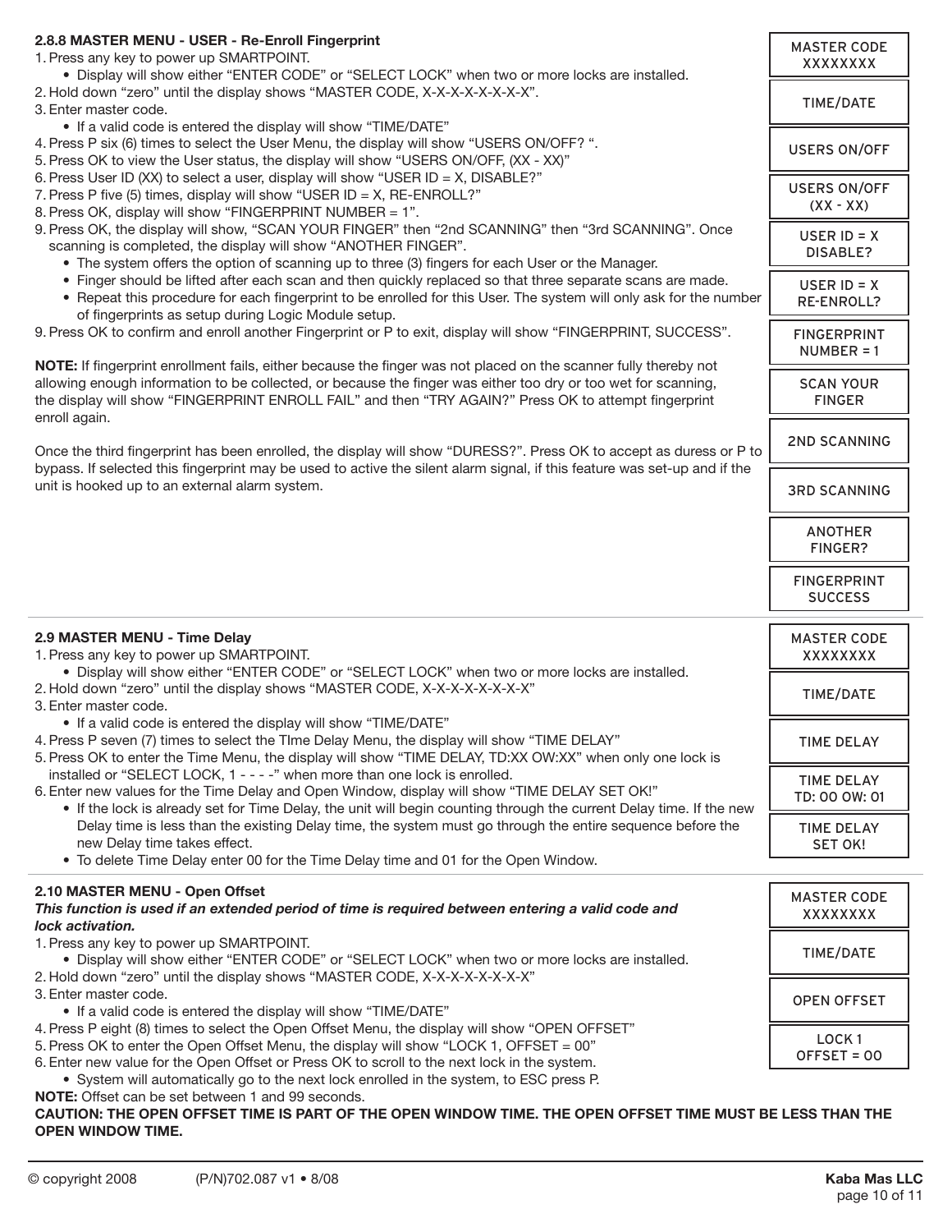### 2.8.8 MASTER MENU - USER - Re-Enroll Fingerprint

1. Press any key to power up SMARTPOINT.
   - Display will show either "ENTER CODE" or "SELECT LOCK" when two or more locks are installed.
2. Hold down "zero" until the display shows "MASTER CODE, X-X-X-X-X-X-X-X".
3. Enter master code.
   - If a valid code is entered the display will show "TIME/DATE"
4. Press P six (6) times to select the User Menu, the display will show "USERS ON/OFF? ".
5. Press OK to view the User status, the display will show "USERS ON/OFF, (XX - XX)"
6. Press User ID (XX) to select a user, display will show "USER ID = X, DISABLE?"
7. Press P five (5) times, display will show "USER ID = X, RE-ENROLL?"
8. Press OK, display will show "FINGERPRINT NUMBER = 1".
9. Press OK, the display will show, "SCAN YOUR FINGER" then "2nd SCANNING" then "3rd SCANNING". Once scanning is completed, the display will show "ANOTHER FINGER".
   - The system offers the option of scanning up to three (3) fingers for each User or the Manager.
   - Finger should be lifted after each scan and then quickly replaced so that three separate scans are made.
   - Repeat this procedure for each fingerprint to be enrolled for this User. The system will only ask for the number of fingerprints as setup during Logic Module setup.
9. Press OK to confirm and enroll another Fingerprint or P to exit, display will show "FINGERPRINT, SUCCESS".

**NOTE:** If fingerprint enrollment fails, either because the finger was not placed on the scanner fully thereby not allowing enough information to be collected, or because the finger was either too dry or too wet for scanning, the display will show "FINGERPRINT ENROLL FAIL" and then "TRY AGAIN?" Press OK to attempt fingerprint enroll again.

Once the third fingerprint has been enrolled, the display will show "DURESS?". Press OK to accept as duress or P to bypass. If selected this fingerprint may be used to active the silent alarm signal, if this feature was set-up and if the unit is hooked up to an external alarm system.

| Display |
|---|
| MASTER CODE XXXXXXXX |
| TIME/DATE |
| USERS ON/OFF |
| USERS ON/OFF (XX - XX) |
| USER ID = X DISABLE? |
| USER ID = X RE-ENROLL? |
| FINGERPRINT NUMBER = 1 |
| SCAN YOUR FINGER |
| 2ND SCANNING |
| 3RD SCANNING |
| ANOTHER FINGER? |
| FINGERPRINT SUCCESS |

### 2.9 MASTER MENU - Time Delay

1. Press any key to power up SMARTPOINT.
   - Display will show either "ENTER CODE" or "SELECT LOCK" when two or more locks are installed.
2. Hold down "zero" until the display shows "MASTER CODE, X-X-X-X-X-X-X-X"
3. Enter master code.
   - If a valid code is entered the display will show "TIME/DATE"
4. Press P seven (7) times to select the TIme Delay Menu, the display will show "TIME DELAY"
5. Press OK to enter the Time Menu, the display will show "TIME DELAY, TD:XX OW:XX" when only one lock is installed or "SELECT LOCK, 1 - - - -" when more than one lock is enrolled.
6. Enter new values for the Time Delay and Open Window, display will show "TIME DELAY SET OK!"
   - If the lock is already set for Time Delay, the unit will begin counting through the current Delay time. If the new Delay time is less than the existing Delay time, the system must go through the entire sequence before the new Delay time takes effect.
   - To delete Time Delay enter 00 for the Time Delay time and 01 for the Open Window.

| Display |
|---|
| MASTER CODE XXXXXXXX |
| TIME/DATE |
| TIME DELAY |
| TIME DELAY TD: 00 OW: 01 |
| TIME DELAY SET OK! |

### 2.10 MASTER MENU - Open Offset

***This function is used if an extended period of time is required between entering a valid code and lock activation.***

1. Press any key to power up SMARTPOINT.
   - Display will show either "ENTER CODE" or "SELECT LOCK" when two or more locks are installed.
2. Hold down "zero" until the display shows "MASTER CODE, X-X-X-X-X-X-X-X"
3. Enter master code.
   - If a valid code is entered the display will show "TIME/DATE"
4. Press P eight (8) times to select the Open Offset Menu, the display will show "OPEN OFFSET"
5. Press OK to enter the Open Offset Menu, the display will show "LOCK 1, OFFSET = 00"
6. Enter new value for the Open Offset or Press OK to scroll to the next lock in the system.
   - System will automatically go to the next lock enrolled in the system, to ESC press P.

**NOTE:** Offset can be set between 1 and 99 seconds.

**CAUTION: THE OPEN OFFSET TIME IS PART OF THE OPEN WINDOW TIME. THE OPEN OFFSET TIME MUST BE LESS THAN THE OPEN WINDOW TIME.**

| Display |
|---|
| MASTER CODE XXXXXXXX |
| TIME/DATE |
| OPEN OFFSET |
| LOCK 1 OFFSET = 00 |

© copyright 2008 (P/N)702.087 v1 • 8/08 Kaba Mas LLC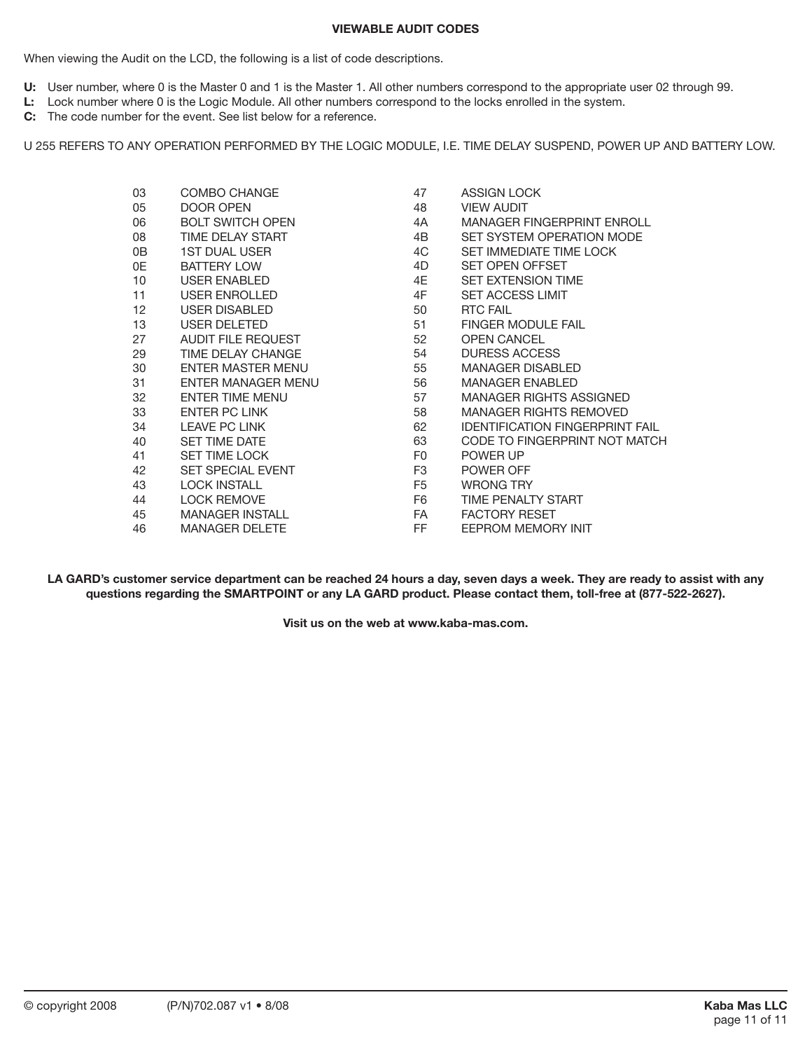**VIEWABLE AUDIT CODES**

When viewing the Audit on the LCD, the following is a list of code descriptions.

**U:** User number, where 0 is the Master 0 and 1 is the Master 1. All other numbers correspond to the appropriate user 02 through 99.
**L:** Lock number where 0 is the Logic Module. All other numbers correspond to the locks enrolled in the system.
**C:** The code number for the event. See list below for a reference.

U 255 REFERS TO ANY OPERATION PERFORMED BY THE LOGIC MODULE, I.E. TIME DELAY SUSPEND, POWER UP AND BATTERY LOW.

| | | | |
|---|---|---|---|
| 03 | COMBO CHANGE | 47 | ASSIGN LOCK |
| 05 | DOOR OPEN | 48 | VIEW AUDIT |
| 06 | BOLT SWITCH OPEN | 4A | MANAGER FINGERPRINT ENROLL |
| 08 | TIME DELAY START | 4B | SET SYSTEM OPERATION MODE |
| 0B | 1ST DUAL USER | 4C | SET IMMEDIATE TIME LOCK |
| 0E | BATTERY LOW | 4D | SET OPEN OFFSET |
| 10 | USER ENABLED | 4E | SET EXTENSION TIME |
| 11 | USER ENROLLED | 4F | SET ACCESS LIMIT |
| 12 | USER DISABLED | 50 | RTC FAIL |
| 13 | USER DELETED | 51 | FINGER MODULE FAIL |
| 27 | AUDIT FILE REQUEST | 52 | OPEN CANCEL |
| 29 | TIME DELAY CHANGE | 54 | DURESS ACCESS |
| 30 | ENTER MASTER MENU | 55 | MANAGER DISABLED |
| 31 | ENTER MANAGER MENU | 56 | MANAGER ENABLED |
| 32 | ENTER TIME MENU | 57 | MANAGER RIGHTS ASSIGNED |
| 33 | ENTER PC LINK | 58 | MANAGER RIGHTS REMOVED |
| 34 | LEAVE PC LINK | 62 | IDENTIFICATION FINGERPRINT FAIL |
| 40 | SET TIME DATE | 63 | CODE TO FINGERPRINT NOT MATCH |
| 41 | SET TIME LOCK | F0 | POWER UP |
| 42 | SET SPECIAL EVENT | F3 | POWER OFF |
| 43 | LOCK INSTALL | F5 | WRONG TRY |
| 44 | LOCK REMOVE | F6 | TIME PENALTY START |
| 45 | MANAGER INSTALL | FA | FACTORY RESET |
| 46 | MANAGER DELETE | FF | EEPROM MEMORY INIT |

**LA GARD's customer service department can be reached 24 hours a day, seven days a week. They are ready to assist with any questions regarding the SMARTPOINT or any LA GARD product. Please contact them, toll-free at (877-522-2627).**

**Visit us on the web at www.kaba-mas.com.**

© copyright 2008 (P/N)702.087 v1 • 8/08 **Kaba Mas LLC**